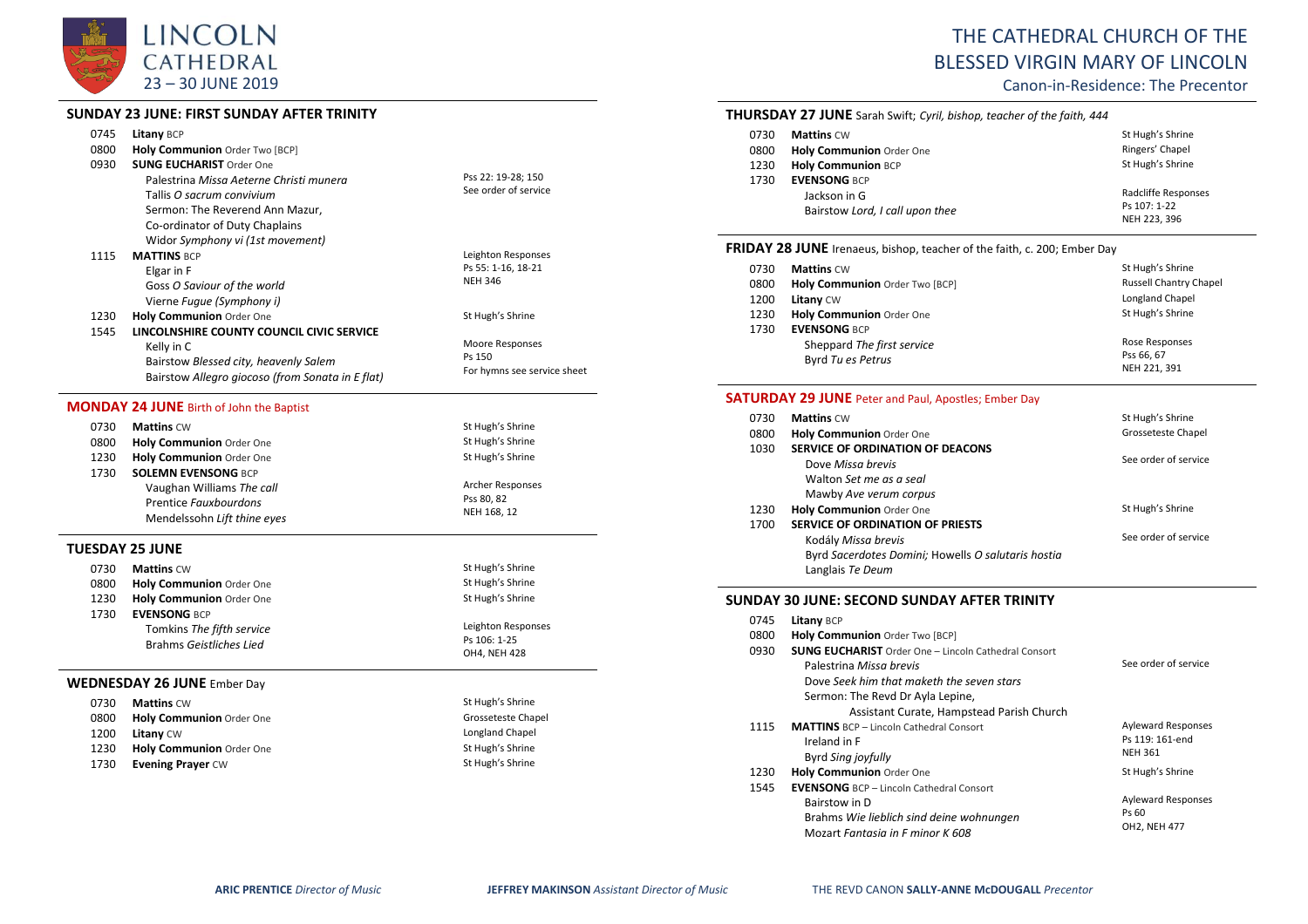# LINCOLN CATHEDRAL

23 – 30 JUNE 2019

# THE CATHEDRAL CHURCH OF THE BLESSED VIRGIN MARY OF LINCOLN

Canon-in-Residence: The Precentor

## SUNDAY 23 JUNE: FIRST SUNDAY AFTER TRINITY

| Time | Service | Notes |
|---|---|---|
| 0745 | **Litany** BCP | |
| 0800 | **Holy Communion** Order Two [BCP] | |
| 0930 | **SUNG EUCHARIST** Order One | |
| | Palestrina *Missa Aeterne Christi munera* | Pss 22: 19-28; 150 |
| | Tallis *O sacrum convivium* | See order of service |
| | Sermon: The Reverend Ann Mazur, Co-ordinator of Duty Chaplains | |
| | Widor *Symphony vi (1st movement)* | |
| 1115 | **MATTINS** BCP | Leighton Responses |
| | Elgar in F | Ps 55: 1-16, 18-21 |
| | Goss *O Saviour of the world* | NEH 346 |
| | Vierne *Fugue (Symphony i)* | |
| 1230 | **Holy Communion** Order One | St Hugh's Shrine |
| 1545 | **LINCOLNSHIRE COUNTY COUNCIL CIVIC SERVICE** | |
| | Kelly in C | Moore Responses |
| | Bairstow *Blessed city, heavenly Salem* | Ps 150 |
| | Bairstow *Allegro giocoso (from Sonata in E flat)* | For hymns see service sheet |

## MONDAY 24 JUNE Birth of John the Baptist

| Time | Service | Notes |
|---|---|---|
| 0730 | **Mattins** CW | St Hugh's Shrine |
| 0800 | **Holy Communion** Order One | St Hugh's Shrine |
| 1230 | **Holy Communion** Order One | St Hugh's Shrine |
| 1730 | **SOLEMN EVENSONG** BCP | |
| | Vaughan Williams *The call* | Archer Responses |
| | Prentice *Fauxbourdons* | Pss 80, 82 |
| | Mendelssohn *Lift thine eyes* | NEH 168, 12 |

## TUESDAY 25 JUNE

| Time | Service | Notes |
|---|---|---|
| 0730 | **Mattins** CW | St Hugh's Shrine |
| 0800 | **Holy Communion** Order One | St Hugh's Shrine |
| 1230 | **Holy Communion** Order One | St Hugh's Shrine |
| 1730 | **EVENSONG** BCP | |
| | Tomkins *The fifth service* | Leighton Responses |
| | Brahms *Geistliches Lied* | Ps 106: 1-25 |
| | | OH4, NEH 428 |

## WEDNESDAY 26 JUNE Ember Day

| Time | Service | Notes |
|---|---|---|
| 0730 | **Mattins** CW | St Hugh's Shrine |
| 0800 | **Holy Communion** Order One | Grosseteste Chapel |
| 1200 | **Litany** CW | Longland Chapel |
| 1230 | **Holy Communion** Order One | St Hugh's Shrine |
| 1730 | **Evening Prayer** CW | St Hugh's Shrine |

## THURSDAY 27 JUNE Sarah Swift; *Cyril, bishop, teacher of the faith, 444*

| Time | Service | Notes |
|---|---|---|
| 0730 | **Mattins** CW | St Hugh's Shrine |
| 0800 | **Holy Communion** Order One | Ringers' Chapel |
| 1230 | **Holy Communion** BCP | St Hugh's Shrine |
| 1730 | **EVENSONG** BCP | |
| | Jackson in G | Radcliffe Responses |
| | Bairstow *Lord, I call upon thee* | Ps 107: 1-22 |
| | | NEH 223, 396 |

## FRIDAY 28 JUNE Irenaeus, bishop, teacher of the faith, c. 200; Ember Day

| Time | Service | Notes |
|---|---|---|
| 0730 | **Mattins** CW | St Hugh's Shrine |
| 0800 | **Holy Communion** Order Two [BCP] | Russell Chantry Chapel |
| 1200 | **Litany** CW | Longland Chapel |
| 1230 | **Holy Communion** Order One | St Hugh's Shrine |
| 1730 | **EVENSONG** BCP | |
| | Sheppard *The first service* | Rose Responses |
| | Byrd *Tu es Petrus* | Pss 66, 67 |
| | | NEH 221, 391 |

## SATURDAY 29 JUNE Peter and Paul, Apostles; Ember Day

| Time | Service | Notes |
|---|---|---|
| 0730 | **Mattins** CW | St Hugh's Shrine |
| 0800 | **Holy Communion** Order One | Grosseteste Chapel |
| 1030 | **SERVICE OF ORDINATION OF DEACONS** | |
| | Dove *Missa brevis* | See order of service |
| | Walton *Set me as a seal* | |
| | Mawby *Ave verum corpus* | |
| 1230 | **Holy Communion** Order One | St Hugh's Shrine |
| 1700 | **SERVICE OF ORDINATION OF PRIESTS** | |
| | Kodály *Missa brevis* | See order of service |
| | Byrd *Sacerdotes Domini*; Howells *O salutaris hostia* | |
| | Langlais *Te Deum* | |

## SUNDAY 30 JUNE: SECOND SUNDAY AFTER TRINITY

| Time | Service | Notes |
|---|---|---|
| 0745 | **Litany** BCP | |
| 0800 | **Holy Communion** Order Two [BCP] | |
| 0930 | **SUNG EUCHARIST** Order One – Lincoln Cathedral Consort | |
| | Palestrina *Missa brevis* | See order of service |
| | Dove *Seek him that maketh the seven stars* | |
| | Sermon: The Revd Dr Ayla Lepine, Assistant Curate, Hampstead Parish Church | |
| 1115 | **MATTINS** BCP – Lincoln Cathedral Consort | Ayleward Responses |
| | Ireland in F | Ps 119: 161-end |
| | Byrd *Sing joyfully* | NEH 361 |
| 1230 | **Holy Communion** Order One | St Hugh's Shrine |
| 1545 | **EVENSONG** BCP – Lincoln Cathedral Consort | |
| | Bairstow in D | Ayleward Responses |
| | Brahms *Wie lieblich sind deine wohnungen* | Ps 60 |
| | Mozart *Fantasia in F minor K 608* | OH2, NEH 477 |

**ARIC PRENTICE** *Director of Music* | **JEFFREY MAKINSON** *Assistant Director of Music* | THE REVD CANON **SALLY-ANNE McDOUGALL** *Precentor*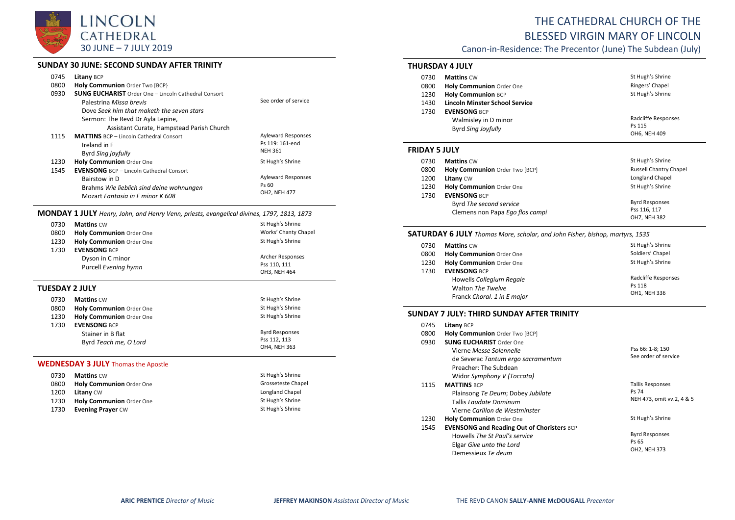# LINCOLN CATHEDRAL

30 JUNE – 7 JULY 2019

# THE CATHEDRAL CHURCH OF THE BLESSED VIRGIN MARY OF LINCOLN

Canon-in-Residence: The Precentor (June) The Subdean (July)

## SUNDAY 30 JUNE: SECOND SUNDAY AFTER TRINITY

| | | |
|---|---|---|
| 0745 | **Litany** BCP | |
| 0800 | **Holy Communion** Order Two [BCP} | |
| 0930 | **SUNG EUCHARIST** Order One – Lincoln Cathedral Consort<br>Palestrina *Missa brevis*<br>Dove *Seek him that maketh the seven stars*<br>Sermon: The Revd Dr Ayla Lepine,<br>Assistant Curate, Hampstead Parish Church | See order of service |
| 1115 | **MATTINS** BCP – Lincoln Cathedral Consort<br>Ireland in F<br>Byrd *Sing joyfully* | Ayleward Responses<br>Ps 119: 161-end<br>NEH 361 |
| 1230 | **Holy Communion** Order One | St Hugh's Shrine |
| 1545 | **EVENSONG** BCP – Lincoln Cathedral Consort<br>Bairstow in D<br>Brahms *Wie lieblich sind deine wohnungen*<br>Mozart *Fantasia in F minor K 608* | Ayleward Responses<br>Ps 60<br>OH2, NEH 477 |

## MONDAY 1 JULY *Henry, John, and Henry Venn, priests, evangelical divines, 1797, 1813, 1873*

| | | |
|---|---|---|
| 0730 | **Mattins** CW | St Hugh's Shrine |
| 0800 | **Holy Communion** Order One | Works' Chanty Chapel |
| 1230 | **Holy Communion** Order One | St Hugh's Shrine |
| 1730 | **EVENSONG** BCP<br>Dyson in C minor<br>Purcell *Evening hymn* | Archer Responses<br>Pss 110, 111<br>OH3, NEH 464 |

## TUESDAY 2 JULY

| | | |
|---|---|---|
| 0730 | **Mattins** CW | St Hugh's Shrine |
| 0800 | **Holy Communion** Order One | St Hugh's Shrine |
| 1230 | **Holy Communion** Order One | St Hugh's Shrine |
| 1730 | **EVENSONG** BCP<br>Stainer in B flat<br>Byrd *Teach me, O Lord* | Byrd Responses<br>Pss 112, 113<br>OH4, NEH 363 |

## WEDNESDAY 3 JULY Thomas the Apostle

| | | |
|---|---|---|
| 0730 | **Mattins** CW | St Hugh's Shrine |
| 0800 | **Holy Communion** Order One | Grosseteste Chapel |
| 1200 | **Litany** CW | Longland Chapel |
| 1230 | **Holy Communion** Order One | St Hugh's Shrine |
| 1730 | **Evening Prayer** CW | St Hugh's Shrine |

## THURSDAY 4 JULY

| | | |
|---|---|---|
| 0730 | **Mattins** CW | St Hugh's Shrine |
| 0800 | **Holy Communion** Order One | Ringers' Chapel |
| 1230 | **Holy Communion** BCP | St Hugh's Shrine |
| 1430 | **Lincoln Minster School Service** | |
| 1730 | **EVENSONG** BCP<br>Walmisley in D minor<br>Byrd *Sing Joyfully* | Radcliffe Responses<br>Ps 115<br>OH6, NEH 409 |

## FRIDAY 5 JULY

| | | |
|---|---|---|
| 0730 | **Mattins** CW | St Hugh's Shrine |
| 0800 | **Holy Communion** Order Two [BCP] | Russell Chantry Chapel |
| 1200 | **Litany** CW | Longland Chapel |
| 1230 | **Holy Communion** Order One | St Hugh's Shrine |
| 1730 | **EVENSONG** BCP<br>Byrd *The second service*<br>Clemens non Papa *Ego flos campi* | Byrd Responses<br>Pss 116, 117<br>OH7, NEH 382 |

## SATURDAY 6 JULY *Thomas More, scholar, and John Fisher, bishop, martyrs, 1535*

| | | |
|---|---|---|
| 0730 | **Mattins** CW | St Hugh's Shrine |
| 0800 | **Holy Communion** Order One | Soldiers' Chapel |
| 1230 | **Holy Communion** Order One | St Hugh's Shrine |
| 1730 | **EVENSONG** BCP<br>Howells *Collegium Regale*<br>Walton *The Twelve*<br>Franck *Choral. 1 in E major* | Radcliffe Responses<br>Ps 118<br>OH1, NEH 336 |

## SUNDAY 7 JULY: THIRD SUNDAY AFTER TRINITY

| | | |
|---|---|---|
| 0745 | **Litany** BCP | |
| 0800 | **Holy Communion** Order Two [BCP] | |
| 0930 | **SUNG EUCHARIST** Order One<br>Vierne *Messe Solennelle*<br>de Severac *Tantum ergo sacramentum*<br>Preacher: The Subdean<br>Widor *Symphony V (Toccata)* | Pss 66: 1-8; 150<br>See order of service |
| 1115 | **MATTINS** BCP<br>Plainsong *Te Deum*; Dobey *Jubilate*<br>Tallis *Laudate Dominum*<br>Vierne *Carillon de Westminster* | Tallis Responses<br>Ps 74<br>NEH 473, omit vv.2, 4 & 5 |
| 1230 | **Holy Communion** Order One | St Hugh's Shrine |
| 1545 | **EVENSONG and Reading Out of Choristers** BCP<br>Howells *The St Paul's service*<br>Elgar *Give unto the Lord*<br>Demessieux *Te deum* | Byrd Responses<br>Ps 65<br>OH2, NEH 373 |

**ARIC PRENTICE** *Director of Music* **JEFFREY MAKINSON** *Assistant Director of Music* THE REVD CANON **SALLY-ANNE McDOUGALL** *Precentor*